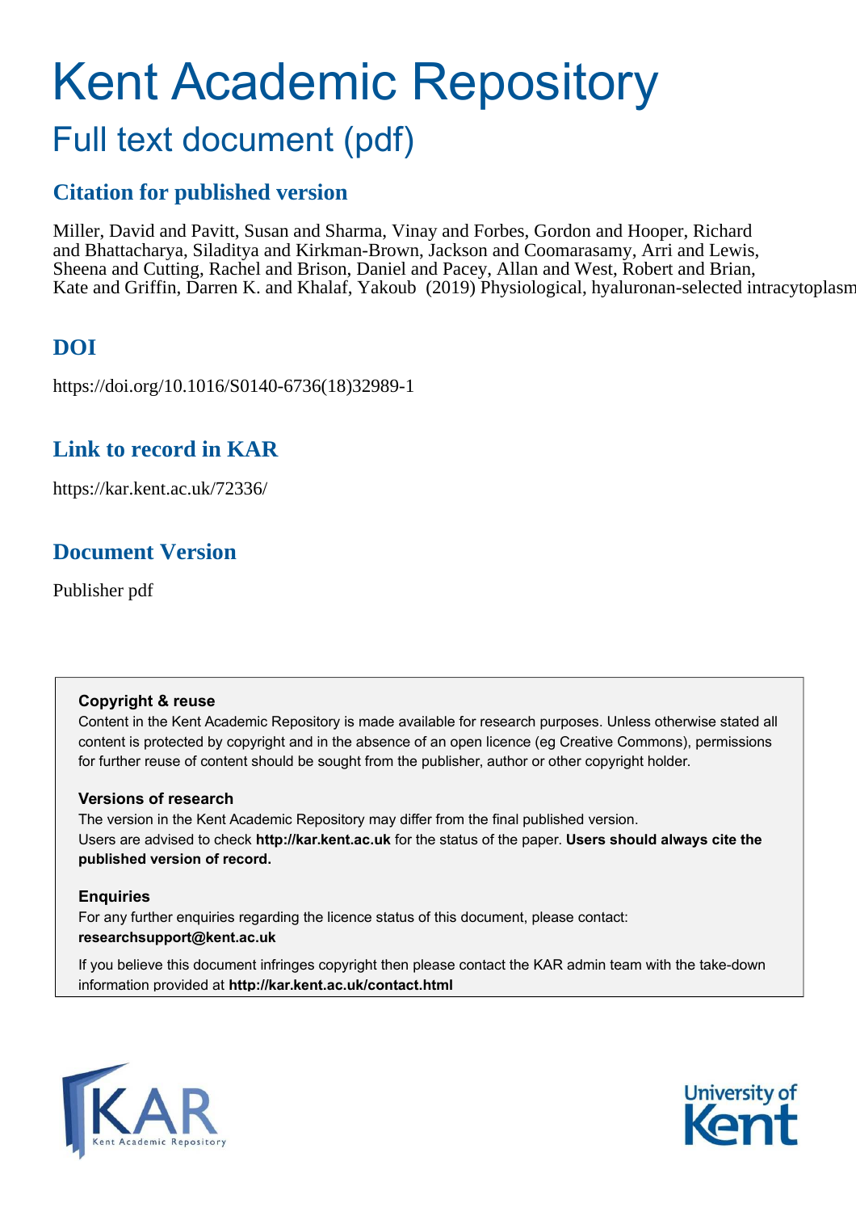# Kent Academic Repository

## Full text document (pdf)

### Citation for published version

Miller, David and Pavitt, Susan and Sharma, Vinay and Forbes, Gordon and Hooper, Richard and Bhattacharya, Siladitya and Kirkman-Brown, Jackson and Coomarasamy, Arri and Lewis, Sheena and Cutting, Rachel and Brison, Daniel and Pacey, Allan and West, Robert and Brian, Kate and Griffin, Darren K. and Khalaf, Yakoub (2019) Physiological, hyaluronan-selected intracytoplasm

### DOI

https://doi.org/10.1016/S0140-6736(18)32989-1

### Link to record in KAR

https://kar.kent.ac.uk/72336/

### Document Version

Publisher pdf

**Copyright & reuse**

Content in the Kent Academic Repository is made available for research purposes. Unless otherwise stated all content is protected by copyright and in the absence of an open licence (eg Creative Commons), permissions for further reuse of content should be sought from the publisher, author or other copyright holder.

**Versions of research**

The version in the Kent Academic Repository may differ from the final published version. Users are advised to check **http://kar.kent.ac.uk** for the status of the paper. **Users should always cite the published version of record.**

**Enquiries**

For any further enquiries regarding the licence status of this document, please contact: **researchsupport@kent.ac.uk**

If you believe this document infringes copyright then please contact the KAR admin team with the take-down information provided at **http://kar.kent.ac.uk/contact.html**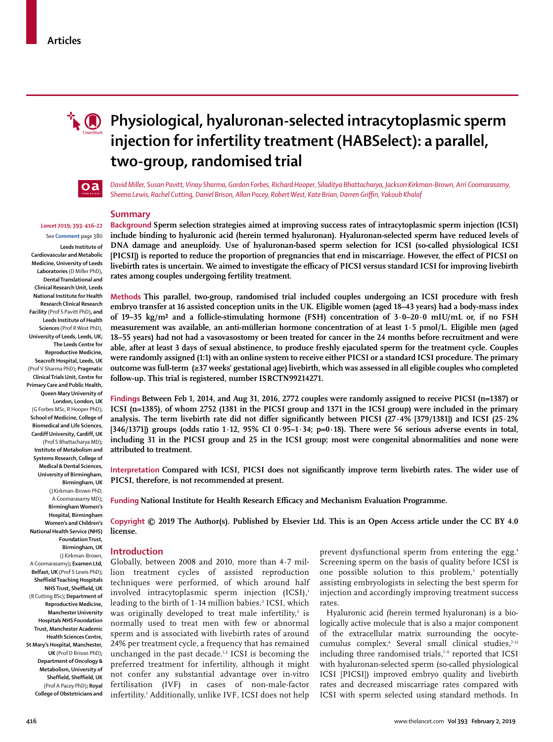# Physiological, hyaluronan-selected intracytoplasmic sperm injection for infertility treatment (HABSelect): a parallel, two-group, randomised trial

*David Miller, Susan Pavitt, Vinay Sharma, Gordon Forbes, Richard Hooper, Siladitya Bhattacharya, Jackson Kirkman-Brown, Arri Coomarasamy, Sheena Lewis, Rachel Cutting, Daniel Brison, Allan Pacey, Robert West, Kate Brian, Darren Griffin, Yakoub Khalaf*

*Lancet* 2019; 393: 416–22

See **Comment** page 380

**Leeds Institute of Cardiovascular and Metabolic Medicine, University of Leeds Laboratories** (D Miller PhD), **Dental Translational and Clinical Research Unit, Leeds National Institute for Health Research Clinical Research Facility** (Prof S Pavitt PhD), **and Leeds Institute of Health Sciences** (Prof R West PhD), **University of Leeds, Leeds, UK; The Leeds Centre for Reproductive Medicine, Seacroft Hospital, Leeds, UK** (Prof V Sharma PhD)**; Pragmatic Clinical Trials Unit, Centre for Primary Care and Public Health, Queen Mary University of London, London, UK** (G Forbes MSc, R Hooper PhD)**; School of Medicine, College of Biomedical and Life Sciences, Cardiff University, Cardiff, UK** (Prof S Bhattacharya MD)**; Institute of Metabolism and Systems Research, College of Medical & Dental Sciences, University of Birmingham, Birmingham, UK** (J Kirkman-Brown PhD, A Coomarasamy MD)**; Birmingham Women's Hospital, Birmingham Women's and Children's National Health Service (NHS) Foundation Trust, Birmingham, UK** (J Kirkman-Brown, A Coomarasamy)**; Examen Ltd, Belfast, UK** (Prof S Lewis PhD)**; Sheffield Teaching Hospitals NHS Trust, Sheffield, UK** (R Cutting BSc)**; Department of Reproductive Medicine, Manchester University Hospitals NHS Foundation Trust, Manchester Academic Health Sciences Centre, St Mary's Hospital, Manchester, UK** (Prof D Brison PhD)**; Department of Oncology & Metabolism, University of Sheffield, Sheffield, UK** (Prof A Pacey PhD)**; Royal College of Obstetricians and**

## Summary

**Background** **Sperm selection strategies aimed at improving success rates of intracytoplasmic sperm injection (ICSI) include binding to hyaluronic acid (herein termed hyaluronan). Hyaluronan-selected sperm have reduced levels of DNA damage and aneuploidy. Use of hyaluronan-based sperm selection for ICSI (so-called physiological ICSI [PICSI]) is reported to reduce the proportion of pregnancies that end in miscarriage. However, the effect of PICSI on livebirth rates is uncertain. We aimed to investigate the efficacy of PICSI versus standard ICSI for improving livebirth rates among couples undergoing fertility treatment.**

**Methods** **This parallel, two-group, randomised trial included couples undergoing an ICSI procedure with fresh embryo transfer at 16 assisted conception units in the UK. Eligible women (aged 18–43 years) had a body-mass index of 19–35 kg/m² and a follicle-stimulating hormone (FSH) concentration of 3·0–20·0 mIU/mL or, if no FSH measurement was available, an anti-müllerian hormone concentration of at least 1·5 pmol/L. Eligible men (aged 18–55 years) had not had a vasovasostomy or been treated for cancer in the 24 months before recruitment and were able, after at least 3 days of sexual abstinence, to produce freshly ejaculated sperm for the treatment cycle. Couples were randomly assigned (1:1) with an online system to receive either PICSI or a standard ICSI procedure. The primary outcome was full-term (≥37 weeks' gestational age) livebirth, which was assessed in all eligible couples who completed follow-up. This trial is registered, number ISRCTN99214271.**

**Findings** **Between Feb 1, 2014, and Aug 31, 2016, 2772 couples were randomly assigned to receive PICSI (n=1387) or ICSI (n=1385), of whom 2752 (1381 in the PICSI group and 1371 in the ICSI group) were included in the primary analysis. The term livebirth rate did not differ significantly between PICSI (27·4% [379/1381]) and ICSI (25·2% [346/1371]) groups (odds ratio 1·12, 95% CI 0·95–1·34; p=0·18). There were 56 serious adverse events in total, including 31 in the PICSI group and 25 in the ICSI group; most were congenital abnormalities and none were attributed to treatment.**

**Interpretation** **Compared with ICSI, PICSI does not significantly improve term livebirth rates. The wider use of PICSI, therefore, is not recommended at present.**

**Funding** **National Institute for Health Research Efficacy and Mechanism Evaluation Programme.**

**Copyright** **© 2019 The Author(s). Published by Elsevier Ltd. This is an Open Access article under the CC BY 4.0 license.**

## Introduction

Globally, between 2008 and 2010, more than 4·7 million treatment cycles of assisted reproduction techniques were performed, of which around half involved intracytoplasmic sperm injection (ICSI),[1] leading to the birth of 1·14 million babies.[2] ICSI, which was originally developed to treat male infertility,[3] is normally used to treat men with few or abnormal sperm and is associated with livebirth rates of around 24% per treatment cycle, a frequency that has remained unchanged in the past decade.[1,2] ICSI is becoming the preferred treatment for infertility, although it might not confer any substantial advantage over in-vitro fertilisation (IVF) in cases of non-male-factor infertility.[1] Additionally, unlike IVF, ICSI does not help prevent dysfunctional sperm from entering the egg.[4] Screening sperm on the basis of quality before ICSI is one possible solution to this problem,[5] potentially assisting embryologists in selecting the best sperm for injection and accordingly improving treatment success rates.

Hyaluronic acid (herein termed hyaluronan) is a biologically active molecule that is also a major component of the extracellular matrix surrounding the oocyte-cumulus complex.[6] Several small clinical studies,[7–11] including three randomised trials,[7–9] reported that ICSI with hyaluronan-selected sperm (so-called physiological ICSI [PICSI]) improved embryo quality and livebirth rates and decreased miscarriage rates compared with ICSI with sperm selected using standard methods. In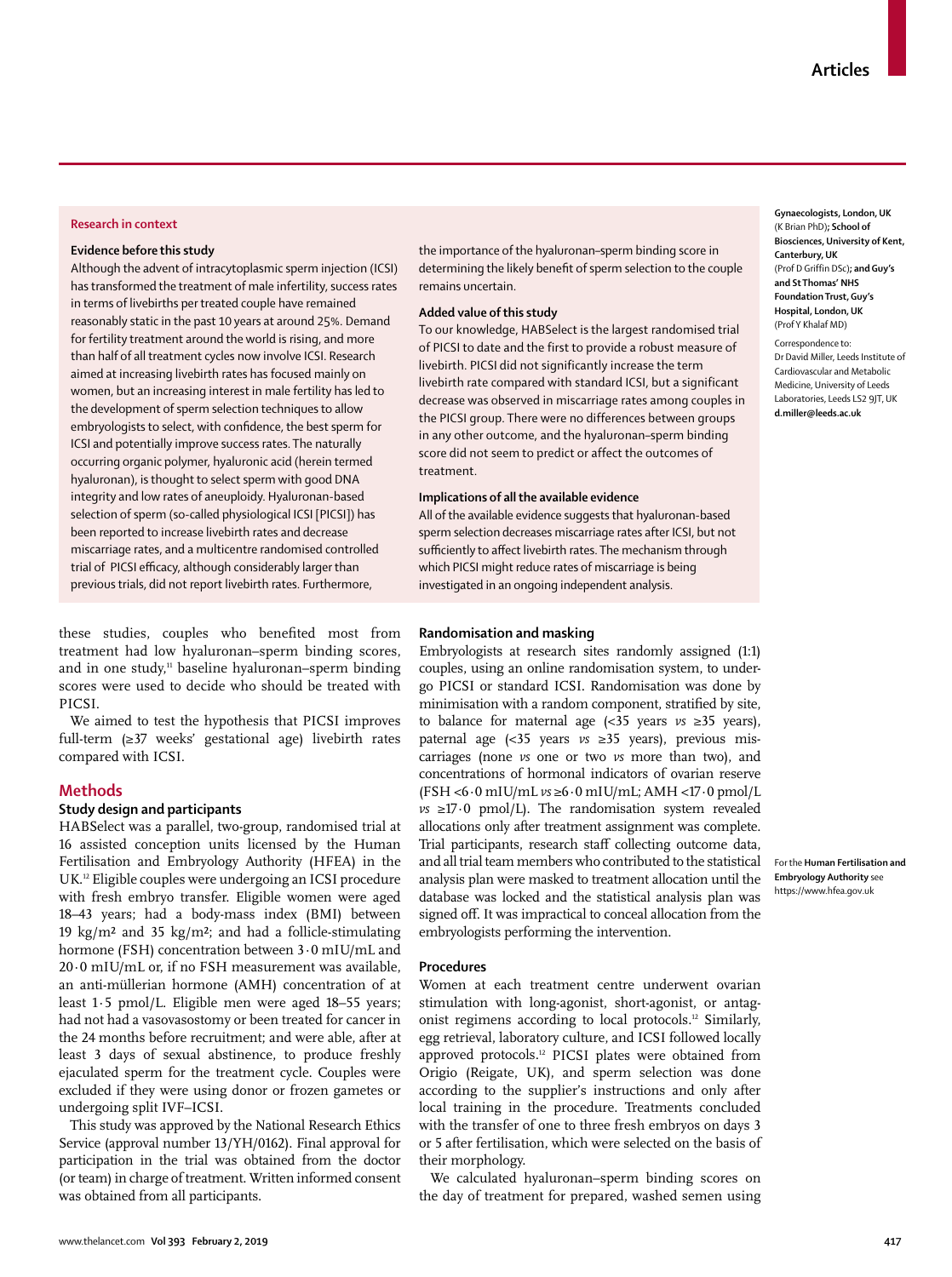## Research in context

### Evidence before this study

Although the advent of intracytoplasmic sperm injection (ICSI) has transformed the treatment of male infertility, success rates in terms of livebirths per treated couple have remained reasonably static in the past 10 years at around 25%. Demand for fertility treatment around the world is rising, and more than half of all treatment cycles now involve ICSI. Research aimed at increasing livebirth rates has focused mainly on women, but an increasing interest in male fertility has led to the development of sperm selection techniques to allow embryologists to select, with confidence, the best sperm for ICSI and potentially improve success rates. The naturally occurring organic polymer, hyaluronic acid (herein termed hyaluronan), is thought to select sperm with good DNA integrity and low rates of aneuploidy. Hyaluronan-based selection of sperm (so-called physiological ICSI [PICSI]) has been reported to increase livebirth rates and decrease miscarriage rates, and a multicentre randomised controlled trial of PICSI efficacy, although considerably larger than previous trials, did not report livebirth rates. Furthermore, the importance of the hyaluronan–sperm binding score in determining the likely benefit of sperm selection to the couple remains uncertain.

### Added value of this study

To our knowledge, HABSelect is the largest randomised trial of PICSI to date and the first to provide a robust measure of livebirth. PICSI did not significantly increase the term livebirth rate compared with standard ICSI, but a significant decrease was observed in miscarriage rates among couples in the PICSI group. There were no differences between groups in any other outcome, and the hyaluronan–sperm binding score did not seem to predict or affect the outcomes of treatment.

### Implications of all the available evidence

All of the available evidence suggests that hyaluronan-based sperm selection decreases miscarriage rates after ICSI, but not sufficiently to affect livebirth rates. The mechanism through which PICSI might reduce rates of miscarriage is being investigated in an ongoing independent analysis.

Gynaecologists, London, UK (K Brian PhD); School of Biosciences, University of Kent, Canterbury, UK (Prof D Griffin DSc); and Guy's and St Thomas' NHS Foundation Trust, Guy's Hospital, London, UK (Prof Y Khalaf MD)

Correspondence to: Dr David Miller, Leeds Institute of Cardiovascular and Metabolic Medicine, University of Leeds Laboratories, Leeds LS2 9JT, UK d.miller@leeds.ac.uk

these studies, couples who benefited most from treatment had low hyaluronan–sperm binding scores, and in one study,[11] baseline hyaluronan–sperm binding scores were used to decide who should be treated with PICSI.

We aimed to test the hypothesis that PICSI improves full-term (≥37 weeks' gestational age) livebirth rates compared with ICSI.

## Methods

### Study design and participants

HABSelect was a parallel, two-group, randomised trial at 16 assisted conception units licensed by the Human Fertilisation and Embryology Authority (HFEA) in the UK.[12] Eligible couples were undergoing an ICSI procedure with fresh embryo transfer. Eligible women were aged 18–43 years; had a body-mass index (BMI) between 19 kg/m² and 35 kg/m²; and had a follicle-stimulating hormone (FSH) concentration between 3·0 mIU/mL and 20·0 mIU/mL or, if no FSH measurement was available, an anti-müllerian hormone (AMH) concentration of at least 1·5 pmol/L. Eligible men were aged 18–55 years; had not had a vasovasostomy or been treated for cancer in the 24 months before recruitment; and were able, after at least 3 days of sexual abstinence, to produce freshly ejaculated sperm for the treatment cycle. Couples were excluded if they were using donor or frozen gametes or undergoing split IVF–ICSI.

This study was approved by the National Research Ethics Service (approval number 13/YH/0162). Final approval for participation in the trial was obtained from the doctor (or team) in charge of treatment. Written informed consent was obtained from all participants.

### Randomisation and masking

Embryologists at research sites randomly assigned (1:1) couples, using an online randomisation system, to undergo PICSI or standard ICSI. Randomisation was done by minimisation with a random component, stratified by site, to balance for maternal age (<35 years *vs* ≥35 years), paternal age (<35 years *vs* ≥35 years), previous miscarriages (none *vs* one or two *vs* more than two), and concentrations of hormonal indicators of ovarian reserve (FSH <6·0 mIU/mL *vs* ≥6·0 mIU/mL; AMH <17·0 pmol/L *vs* ≥17·0 pmol/L). The randomisation system revealed allocations only after treatment assignment was complete. Trial participants, research staff collecting outcome data, and all trial team members who contributed to the statistical analysis plan were masked to treatment allocation until the database was locked and the statistical analysis plan was signed off. It was impractical to conceal allocation from the embryologists performing the intervention.

For the **Human Fertilisation and Embryology Authority** see https://www.hfea.gov.uk

### Procedures

Women at each treatment centre underwent ovarian stimulation with long-agonist, short-agonist, or antagonist regimens according to local protocols.[12] Similarly, egg retrieval, laboratory culture, and ICSI followed locally approved protocols.[12] PICSI plates were obtained from Origio (Reigate, UK), and sperm selection was done according to the supplier's instructions and only after local training in the procedure. Treatments concluded with the transfer of one to three fresh embryos on days 3 or 5 after fertilisation, which were selected on the basis of their morphology.

We calculated hyaluronan–sperm binding scores on the day of treatment for prepared, washed semen using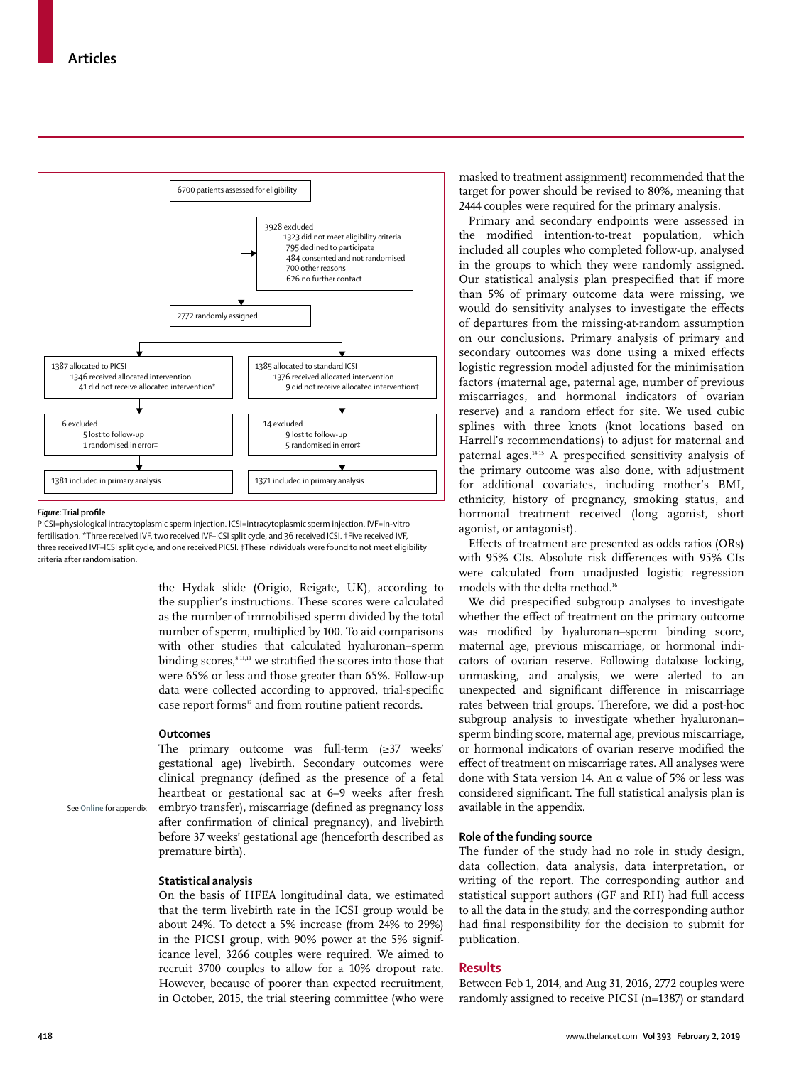6700 patients assessed for eligibility

3928 excluded
- 1323 did not meet eligibility criteria
- 795 declined to participate
- 484 consented and not randomised
- 700 other reasons
- 626 no further contact

2772 randomly assigned

1387 allocated to PICSI
- 1346 received allocated intervention
- 41 did not receive allocated intervention*

6 excluded
- 5 lost to follow-up
- 1 randomised in error‡

1381 included in primary analysis

1385 allocated to standard ICSI
- 1376 received allocated intervention
- 9 did not receive allocated intervention†

14 excluded
- 9 lost to follow-up
- 5 randomised in error‡

1371 included in primary analysis

***Figure:* Trial profile**
PICSI=physiological intracytoplasmic sperm injection. ICSI=intracytoplasmic sperm injection. IVF=in-vitro fertilisation. *Three received IVF, two received IVF–ICSI split cycle, and 36 received ICSI. †Five received IVF, three received IVF–ICSI split cycle, and one received PICSI. ‡These individuals were found to not meet eligibility criteria after randomisation.

the Hydak slide (Origio, Reigate, UK), according to the supplier's instructions. These scores were calculated as the number of immobilised sperm divided by the total number of sperm, multiplied by 100. To aid comparisons with other studies that calculated hyaluronan–sperm binding scores,[8,11,13] we stratified the scores into those that were 65% or less and those greater than 65%. Follow-up data were collected according to approved, trial-specific case report forms[12] and from routine patient records.

### Outcomes

The primary outcome was full-term (≥37 weeks' gestational age) livebirth. Secondary outcomes were clinical pregnancy (defined as the presence of a fetal heartbeat or gestational sac at 6–9 weeks after fresh embryo transfer), miscarriage (defined as pregnancy loss after confirmation of clinical pregnancy), and livebirth before 37 weeks' gestational age (henceforth described as premature birth).

See Online for appendix

### Statistical analysis

On the basis of HFEA longitudinal data, we estimated that the term livebirth rate in the ICSI group would be about 24%. To detect a 5% increase (from 24% to 29%) in the PICSI group, with 90% power at the 5% significance level, 3266 couples were required. We aimed to recruit 3700 couples to allow for a 10% dropout rate. However, because of poorer than expected recruitment, in October, 2015, the trial steering committee (who were masked to treatment assignment) recommended that the target for power should be revised to 80%, meaning that 2444 couples were required for the primary analysis.

Primary and secondary endpoints were assessed in the modified intention-to-treat population, which included all couples who completed follow-up, analysed in the groups to which they were randomly assigned. Our statistical analysis plan prespecified that if more than 5% of primary outcome data were missing, we would do sensitivity analyses to investigate the effects of departures from the missing-at-random assumption on our conclusions. Primary analysis of primary and secondary outcomes was done using a mixed effects logistic regression model adjusted for the minimisation factors (maternal age, paternal age, number of previous miscarriages, and hormonal indicators of ovarian reserve) and a random effect for site. We used cubic splines with three knots (knot locations based on Harrell's recommendations) to adjust for maternal and paternal ages.[14,15] A prespecified sensitivity analysis of the primary outcome was also done, with adjustment for additional covariates, including mother's BMI, ethnicity, history of pregnancy, smoking status, and hormonal treatment received (long agonist, short agonist, or antagonist).

Effects of treatment are presented as odds ratios (ORs) with 95% CIs. Absolute risk differences with 95% CIs were calculated from unadjusted logistic regression models with the delta method.[16]

We did prespecified subgroup analyses to investigate whether the effect of treatment on the primary outcome was modified by hyaluronan–sperm binding score, maternal age, previous miscarriage, or hormonal indicators of ovarian reserve. Following database locking, unmasking, and analysis, we were alerted to an unexpected and significant difference in miscarriage rates between trial groups. Therefore, we did a post-hoc subgroup analysis to investigate whether hyaluronan–sperm binding score, maternal age, previous miscarriage, or hormonal indicators of ovarian reserve modified the effect of treatment on miscarriage rates. All analyses were done with Stata version 14. An α value of 5% or less was considered significant. The full statistical analysis plan is available in the appendix.

### Role of the funding source

The funder of the study had no role in study design, data collection, data analysis, data interpretation, or writing of the report. The corresponding author and statistical support authors (GF and RH) had full access to all the data in the study, and the corresponding author had final responsibility for the decision to submit for publication.

## Results

Between Feb 1, 2014, and Aug 31, 2016, 2772 couples were randomly assigned to receive PICSI (n=1387) or standard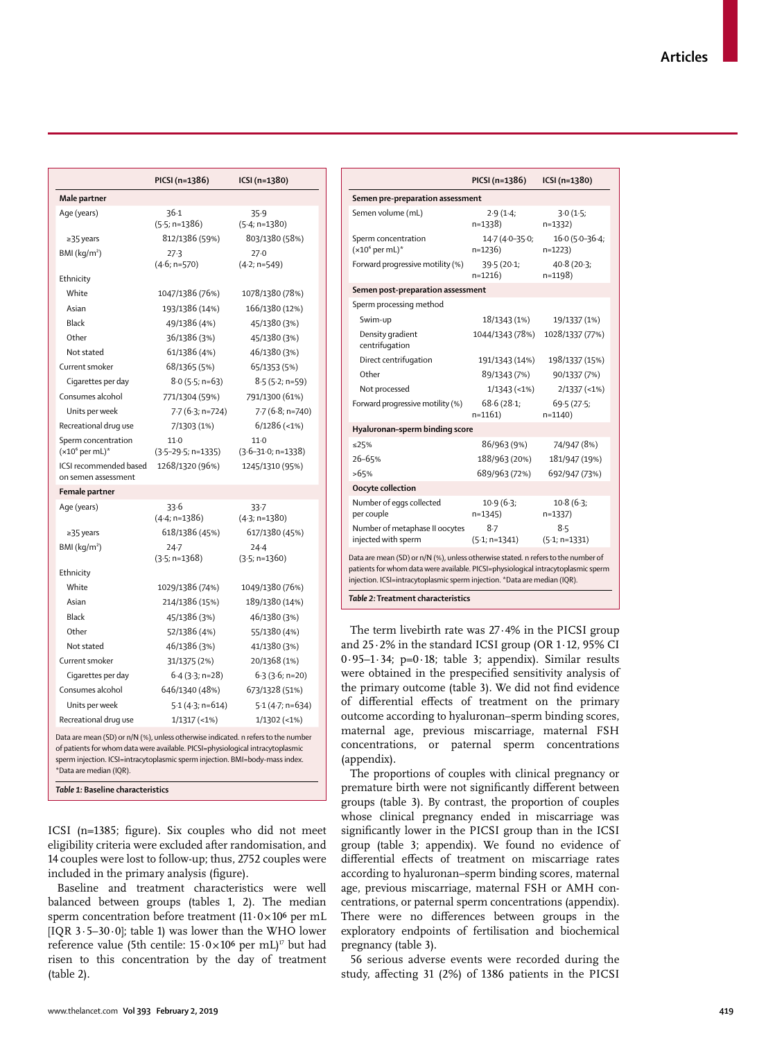| | PICSI (n=1386) | ICSI (n=1380) |
|---|---|---|
| **Male partner** | | |
| Age (years) | 36·1 (5·5; n=1386) | 35·9 (5·4; n=1380) |
| ≥35 years | 812/1386 (59%) | 803/1380 (58%) |
| BMI (kg/m²) | 27·3 (4·6; n=570) | 27·0 (4·2; n=549) |
| Ethnicity | | |
| White | 1047/1386 (76%) | 1078/1380 (78%) |
| Asian | 193/1386 (14%) | 166/1380 (12%) |
| Black | 49/1386 (4%) | 45/1380 (3%) |
| Other | 36/1386 (3%) | 45/1380 (3%) |
| Not stated | 61/1386 (4%) | 46/1380 (3%) |
| Current smoker | 68/1365 (5%) | 65/1353 (5%) |
| Cigarettes per day | 8·0 (5·5; n=63) | 8·5 (5·2; n=59) |
| Consumes alcohol | 771/1304 (59%) | 791/1300 (61%) |
| Units per week | 7·7 (6·3; n=724) | 7·7 (6·8; n=740) |
| Recreational drug use | 7/1303 (1%) | 6/1286 (<1%) |
| Sperm concentration (×10⁶ per mL)* | 11·0 (3·5–29·5; n=1335) | 11·0 (3·6–31·0; n=1338) |
| ICSI recommended based on semen assessment | 1268/1320 (96%) | 1245/1310 (95%) |
| **Female partner** | | |
| Age (years) | 33·6 (4·4; n=1386) | 33·7 (4·3; n=1380) |
| ≥35 years | 618/1386 (45%) | 617/1380 (45%) |
| BMI (kg/m²) | 24·7 (3·5; n=1368) | 24·4 (3·5; n=1360) |
| Ethnicity | | |
| White | 1029/1386 (74%) | 1049/1380 (76%) |
| Asian | 214/1386 (15%) | 189/1380 (14%) |
| Black | 45/1386 (3%) | 46/1380 (3%) |
| Other | 52/1386 (4%) | 55/1380 (4%) |
| Not stated | 46/1386 (3%) | 41/1380 (3%) |
| Current smoker | 31/1375 (2%) | 20/1368 (1%) |
| Cigarettes per day | 6·4 (3·3; n=28) | 6·3 (3·6; n=20) |
| Consumes alcohol | 646/1340 (48%) | 673/1328 (51%) |
| Units per week | 5·1 (4·3; n=614) | 5·1 (4·7; n=634) |
| Recreational drug use | 1/1317 (<1%) | 1/1302 (<1%) |

Data are mean (SD) or n/N (%), unless otherwise indicated. n refers to the number of patients for whom data were available. PICSI=physiological intracytoplasmic sperm injection. ICSI=intracytoplasmic sperm injection. BMI=body-mass index. *Data are median (IQR).

*Table 1:* **Baseline characteristics**

| | PICSI (n=1386) | ICSI (n=1380) |
|---|---|---|
| **Semen pre-preparation assessment** | | |
| Semen volume (mL) | 2·9 (1·4; n=1338) | 3·0 (1·5; n=1332) |
| Sperm concentration (×10⁶ per mL)* | 14·7 (4·0–35·0; n=1236) | 16·0 (5·0–36·4; n=1223) |
| Forward progressive motility (%) | 39·5 (20·1; n=1216) | 40·8 (20·3; n=1198) |
| **Semen post-preparation assessment** | | |
| Sperm processing method | | |
| Swim-up | 18/1343 (1%) | 19/1337 (1%) |
| Density gradient centrifugation | 1044/1343 (78%) | 1028/1337 (77%) |
| Direct centrifugation | 191/1343 (14%) | 198/1337 (15%) |
| Other | 89/1343 (7%) | 90/1337 (7%) |
| Not processed | 1/1343 (<1%) | 2/1337 (<1%) |
| Forward progressive motility (%) | 68·6 (28·1; n=1161) | 69·5 (27·5; n=1140) |
| **Hyaluronan–sperm binding score** | | |
| ≤25% | 86/963 (9%) | 74/947 (8%) |
| 26–65% | 188/963 (20%) | 181/947 (19%) |
| >65% | 689/963 (72%) | 692/947 (73%) |
| **Oocyte collection** | | |
| Number of eggs collected per couple | 10·9 (6·3; n=1345) | 10·8 (6·3; n=1337) |
| Number of metaphase II oocytes injected with sperm | 8·7 (5·1; n=1341) | 8·5 (5·1; n=1331) |

Data are mean (SD) or n/N (%), unless otherwise stated. n refers to the number of patients for whom data were available. PICSI=physiological intracytoplasmic sperm injection. ICSI=intracytoplasmic sperm injection. *Data are median (IQR).

*Table 2:* **Treatment characteristics**

ICSI (n=1385; figure). Six couples who did not meet eligibility criteria were excluded after randomisation, and 14 couples were lost to follow-up; thus, 2752 couples were included in the primary analysis (figure).

Baseline and treatment characteristics were well balanced between groups (tables 1, 2). The median sperm concentration before treatment (11·0×10⁶ per mL [IQR 3·5–30·0]; table 1) was lower than the WHO lower reference value (5th centile: 15·0×10⁶ per mL)[17] but had risen to this concentration by the day of treatment (table 2).

The term livebirth rate was 27·4% in the PICSI group and 25·2% in the standard ICSI group (OR 1·12, 95% CI 0·95–1·34; p=0·18; table 3; appendix). Similar results were obtained in the prespecified sensitivity analysis of the primary outcome (table 3). We did not find evidence of differential effects of treatment on the primary outcome according to hyaluronan–sperm binding scores, maternal age, previous miscarriage, maternal FSH concentrations, or paternal sperm concentrations (appendix).

The proportions of couples with clinical pregnancy or premature birth were not significantly different between groups (table 3). By contrast, the proportion of couples whose clinical pregnancy ended in miscarriage was significantly lower in the PICSI group than in the ICSI group (table 3; appendix). We found no evidence of differential effects of treatment on miscarriage rates according to hyaluronan–sperm binding scores, maternal age, previous miscarriage, maternal FSH or AMH concentrations, or paternal sperm concentrations (appendix). There were no differences between groups in the exploratory endpoints of fertilisation and biochemical pregnancy (table 3).

56 serious adverse events were recorded during the study, affecting 31 (2%) of 1386 patients in the PICSI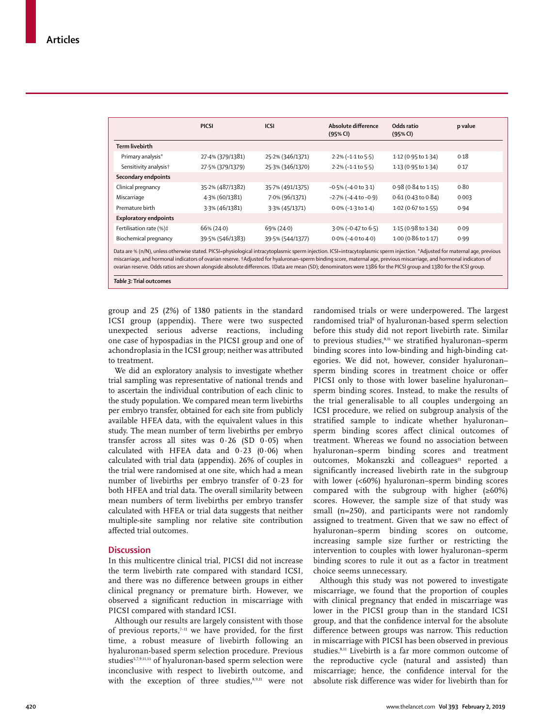| | PICSI | ICSI | Absolute difference (95% CI) | Odds ratio (95% CI) | p value |
|---|---|---|---|---|---|
| **Term livebirth** | | | | | |
| Primary analysis* | 27·4% (379/1381) | 25·2% (346/1371) | 2·2% (–1·1 to 5·5) | 1·12 (0·95 to 1·34) | 0·18 |
| Sensitivity analysis† | 27·5% (379/1379) | 25·3% (346/1370) | 2·2% (–1·1 to 5·5) | 1·13 (0·95 to 1·34) | 0·17 |
| **Secondary endpoints** | | | | | |
| Clinical pregnancy | 35·2% (487/1382) | 35·7% (491/1375) | –0·5% (–4·0 to 3·1) | 0·98 (0·84 to 1·15) | 0·80 |
| Miscarriage | 4·3% (60/1381) | 7·0% (96/1371) | –2·7% (–4·4 to –0·9) | 0·61 (0·43 to 0·84) | 0·003 |
| Premature birth | 3·3% (46/1381) | 3·3% (45/1371) | 0·0% (–1·3 to 1·4) | 1·02 (0·67 to 1·55) | 0·94 |
| **Exploratory endpoints** | | | | | |
| Fertilisation rate (%)‡ | 66% (24·0) | 69% (24·0) | 3·0% (–0·47 to 6·5) | 1·15 (0·98 to 1·34) | 0·09 |
| Biochemical pregnancy | 39·5% (546/1383) | 39·5% (544/1377) | 0·0% (–4·0 to 4·0) | 1·00 (0·86 to 1·17) | 0·99 |

Data are % (n/N), unless otherwise stated. PICSI=physiological intracytoplasmic sperm injection. ICSI=intracytoplasmic sperm injection. *Adjusted for maternal age, previous miscarriage, and hormonal indicators of ovarian reserve. †Adjusted for hyaluronan–sperm binding score, maternal age, previous miscarriage, and hormonal indicators of ovarian reserve. Odds ratios are shown alongside absolute differences. ‡Data are mean (SD); denominators were 1386 for the PICSI group and 1380 for the ICSI group.

*Table 3:* **Trial outcomes**

group and 25 (2%) of 1380 patients in the standard ICSI group (appendix). There were two suspected unexpected serious adverse reactions, including one case of hypospadias in the PICSI group and one of achondroplasia in the ICSI group; neither was attributed to treatment.

We did an exploratory analysis to investigate whether trial sampling was representative of national trends and to ascertain the individual contribution of each clinic to the study population. We compared mean term livebirths per embryo transfer, obtained for each site from publicly available HFEA data, with the equivalent values in this study. The mean number of term livebirths per embryo transfer across all sites was 0·26 (SD 0·05) when calculated with HFEA data and 0·23 (0·06) when calculated with trial data (appendix). 26% of couples in the trial were randomised at one site, which had a mean number of livebirths per embryo transfer of 0·23 for both HFEA and trial data. The overall similarity between mean numbers of term livebirths per embryo transfer calculated with HFEA or trial data suggests that neither multiple-site sampling nor relative site contribution affected trial outcomes.

## Discussion

In this multicentre clinical trial, PICSI did not increase the term livebirth rate compared with standard ICSI, and there was no difference between groups in either clinical pregnancy or premature birth. However, we observed a significant reduction in miscarriage with PICSI compared with standard ICSI.

Although our results are largely consistent with those of previous reports,[7–11] we have provided, for the first time, a robust measure of livebirth following an hyaluronan-based sperm selection procedure. Previous studies[5,7,9,11,13] of hyaluronan-based sperm selection were inconclusive with respect to livebirth outcome, and with the exception of three studies,[8,9,11] were not randomised trials or were underpowered. The largest randomised trial[8] of hyaluronan-based sperm selection before this study did not report livebirth rate. Similar to previous studies,[8,11] we stratified hyaluronan–sperm binding scores into low-binding and high-binding categories. We did not, however, consider hyaluronan–sperm binding scores in treatment choice or offer PICSI only to those with lower baseline hyaluronan–sperm binding scores. Instead, to make the results of the trial generalisable to all couples undergoing an ICSI procedure, we relied on subgroup analysis of the stratified sample to indicate whether hyaluronan–sperm binding scores affect clinical outcomes of treatment. Whereas we found no association between hyaluronan–sperm binding scores and treatment outcomes, Mokanszki and colleagues[11] reported a significantly increased livebirth rate in the subgroup with lower (<60%) hyaluronan–sperm binding scores compared with the subgroup with higher (≥60%) scores. However, the sample size of that study was small (n=250), and participants were not randomly assigned to treatment. Given that we saw no effect of hyaluronan–sperm binding scores on outcome, increasing sample size further or restricting the intervention to couples with lower hyaluronan–sperm binding scores to rule it out as a factor in treatment choice seems unnecessary.

Although this study was not powered to investigate miscarriage, we found that the proportion of couples with clinical pregnancy that ended in miscarriage was lower in the PICSI group than in the standard ICSI group, and that the confidence interval for the absolute difference between groups was narrow. This reduction in miscarriage with PICSI has been observed in previous studies.[8,11] Livebirth is a far more common outcome of the reproductive cycle (natural and assisted) than miscarriage; hence, the confidence interval for the absolute risk difference was wider for livebirth than for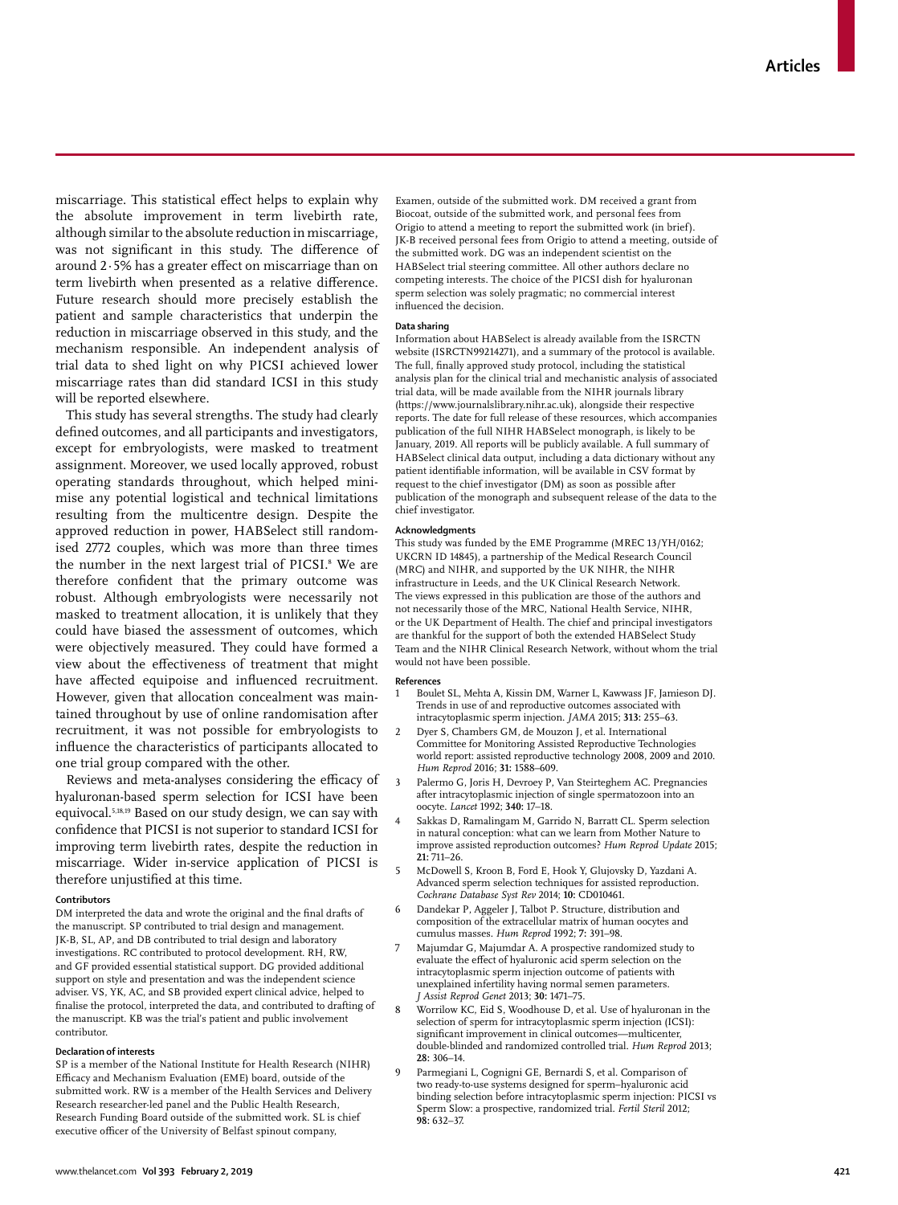miscarriage. This statistical effect helps to explain why the absolute improvement in term livebirth rate, although similar to the absolute reduction in miscarriage, was not significant in this study. The difference of around 2·5% has a greater effect on miscarriage than on term livebirth when presented as a relative difference. Future research should more precisely establish the patient and sample characteristics that underpin the reduction in miscarriage observed in this study, and the mechanism responsible. An independent analysis of trial data to shed light on why PICSI achieved lower miscarriage rates than did standard ICSI in this study will be reported elsewhere.

This study has several strengths. The study had clearly defined outcomes, and all participants and investigators, except for embryologists, were masked to treatment assignment. Moreover, we used locally approved, robust operating standards throughout, which helped minimise any potential logistical and technical limitations resulting from the multicentre design. Despite the approved reduction in power, HABSelect still randomised 2772 couples, which was more than three times the number in the next largest trial of PICSI.[8] We are therefore confident that the primary outcome was robust. Although embryologists were necessarily not masked to treatment allocation, it is unlikely that they could have biased the assessment of outcomes, which were objectively measured. They could have formed a view about the effectiveness of treatment that might have affected equipoise and influenced recruitment. However, given that allocation concealment was maintained throughout by use of online randomisation after recruitment, it was not possible for embryologists to influence the characteristics of participants allocated to one trial group compared with the other.

Reviews and meta-analyses considering the efficacy of hyaluronan-based sperm selection for ICSI have been equivocal.[5,18,19] Based on our study design, we can say with confidence that PICSI is not superior to standard ICSI for improving term livebirth rates, despite the reduction in miscarriage. Wider in-service application of PICSI is therefore unjustified at this time.

#### Contributors

DM interpreted the data and wrote the original and the final drafts of the manuscript. SP contributed to trial design and management. JK-B, SL, AP, and DB contributed to trial design and laboratory investigations. RC contributed to protocol development. RH, RW, and GF provided essential statistical support. DG provided additional support on style and presentation and was the independent science adviser. VS, YK, AC, and SB provided expert clinical advice, helped to finalise the protocol, interpreted the data, and contributed to drafting of the manuscript. KB was the trial's patient and public involvement contributor.

#### Declaration of interests

SP is a member of the National Institute for Health Research (NIHR) Efficacy and Mechanism Evaluation (EME) board, outside of the submitted work. RW is a member of the Health Services and Delivery Research researcher-led panel and the Public Health Research, Research Funding Board outside of the submitted work. SL is chief executive officer of the University of Belfast spinout company, Examen, outside of the submitted work. DM received a grant from Biocoat, outside of the submitted work, and personal fees from Origio to attend a meeting to report the submitted work (in brief). JK-B received personal fees from Origio to attend a meeting, outside of the submitted work. DG was an independent scientist on the HABSelect trial steering committee. All other authors declare no competing interests. The choice of the PICSI dish for hyaluronan sperm selection was solely pragmatic; no commercial interest influenced the decision.

#### Data sharing

Information about HABSelect is already available from the ISRCTN website (ISRCTN99214271), and a summary of the protocol is available. The full, finally approved study protocol, including the statistical analysis plan for the clinical trial and mechanistic analysis of associated trial data, will be made available from the NIHR journals library (https://www.journalslibrary.nihr.ac.uk), alongside their respective reports. The date for full release of these resources, which accompanies publication of the full NIHR HABSelect monograph, is likely to be January, 2019. All reports will be publicly available. A full summary of HABSelect clinical data output, including a data dictionary without any patient identifiable information, will be available in CSV format by request to the chief investigator (DM) as soon as possible after publication of the monograph and subsequent release of the data to the chief investigator.

#### Acknowledgments

This study was funded by the EME Programme (MREC 13/YH/0162; UKCRN ID 14845), a partnership of the Medical Research Council (MRC) and NIHR, and supported by the UK NIHR, the NIHR infrastructure in Leeds, and the UK Clinical Research Network. The views expressed in this publication are those of the authors and not necessarily those of the MRC, National Health Service, NIHR, or the UK Department of Health. The chief and principal investigators are thankful for the support of both the extended HABSelect Study Team and the NIHR Clinical Research Network, without whom the trial would not have been possible.

#### References

1. Boulet SL, Mehta A, Kissin DM, Warner L, Kawwass JF, Jamieson DJ. Trends in use of and reproductive outcomes associated with intracytoplasmic sperm injection. *JAMA* 2015; **313:** 255–63.
2. Dyer S, Chambers GM, de Mouzon J, et al. International Committee for Monitoring Assisted Reproductive Technologies world report: assisted reproductive technology 2008, 2009 and 2010. *Hum Reprod* 2016; **31:** 1588–609.
3. Palermo G, Joris H, Devroey P, Van Steirteghem AC. Pregnancies after intracytoplasmic injection of single spermatozoon into an oocyte. *Lancet* 1992; **340:** 17–18.
4. Sakkas D, Ramalingam M, Garrido N, Barratt CL. Sperm selection in natural conception: what can we learn from Mother Nature to improve assisted reproduction outcomes? *Hum Reprod Update* 2015; **21:** 711–26.
5. McDowell S, Kroon B, Ford E, Hook Y, Glujovsky D, Yazdani A. Advanced sperm selection techniques for assisted reproduction. *Cochrane Database Syst Rev* 2014; **10:** CD010461.
6. Dandekar P, Aggeler J, Talbot P. Structure, distribution and composition of the extracellular matrix of human oocytes and cumulus masses. *Hum Reprod* 1992; **7:** 391–98.
7. Majumdar G, Majumdar A. A prospective randomized study to evaluate the effect of hyaluronic acid sperm selection on the intracytoplasmic sperm injection outcome of patients with unexplained infertility having normal semen parameters. *J Assist Reprod Genet* 2013; **30:** 1471–75.
8. Worrilow KC, Eid S, Woodhouse D, et al. Use of hyaluronan in the selection of sperm for intracytoplasmic sperm injection (ICSI): significant improvement in clinical outcomes—multicenter, double-blinded and randomized controlled trial. *Hum Reprod* 2013; **28:** 306–14.
9. Parmegiani L, Cognigni GE, Bernardi S, et al. Comparison of two ready-to-use systems designed for sperm–hyaluronic acid binding selection before intracytoplasmic sperm injection: PICSI vs Sperm Slow: a prospective, randomized trial. *Fertil Steril* 2012; **98:** 632–37.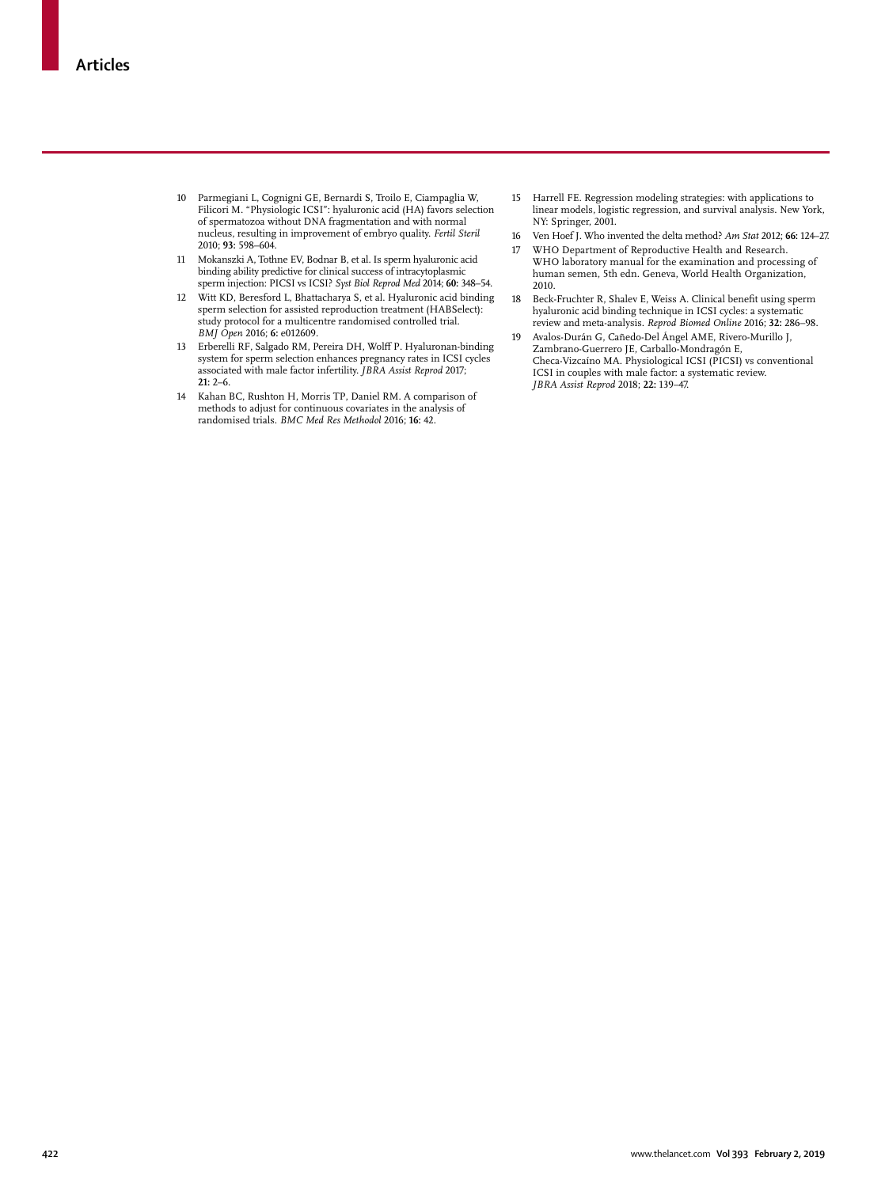10 Parmegiani L, Cognigni GE, Bernardi S, Troilo E, Ciampaglia W, Filicori M. "Physiologic ICSI": hyaluronic acid (HA) favors selection of spermatozoa without DNA fragmentation and with normal nucleus, resulting in improvement of embryo quality. *Fertil Steril* 2010; **93:** 598–604.

11 Mokanszki A, Tothne EV, Bodnar B, et al. Is sperm hyaluronic acid binding ability predictive for clinical success of intracytoplasmic sperm injection: PICSI vs ICSI? *Syst Biol Reprod Med* 2014; **60:** 348–54.

12 Witt KD, Beresford L, Bhattacharya S, et al. Hyaluronic acid binding sperm selection for assisted reproduction treatment (HABSelect): study protocol for a multicentre randomised controlled trial. *BMJ Open* 2016; **6:** e012609.

13 Erberelli RF, Salgado RM, Pereira DH, Wolff P. Hyaluronan-binding system for sperm selection enhances pregnancy rates in ICSI cycles associated with male factor infertility. *JBRA Assist Reprod* 2017; **21:** 2–6.

14 Kahan BC, Rushton H, Morris TP, Daniel RM. A comparison of methods to adjust for continuous covariates in the analysis of randomised trials. *BMC Med Res Methodol* 2016; **16:** 42.

15 Harrell FE. Regression modeling strategies: with applications to linear models, logistic regression, and survival analysis. New York, NY: Springer, 2001.

16 Ven Hoef J. Who invented the delta method? *Am Stat* 2012; **66:** 124–27.

17 WHO Department of Reproductive Health and Research. WHO laboratory manual for the examination and processing of human semen, 5th edn. Geneva, World Health Organization, 2010.

18 Beck-Fruchter R, Shalev E, Weiss A. Clinical benefit using sperm hyaluronic acid binding technique in ICSI cycles: a systematic review and meta-analysis. *Reprod Biomed Online* 2016; **32:** 286–98.

19 Avalos-Durán G, Cañedo-Del Ángel AME, Rivero-Murillo J, Zambrano-Guerrero JE, Carballo-Mondragón E, Checa-Vizcaíno MA. Physiological ICSI (PICSI) vs conventional ICSI in couples with male factor: a systematic review. *JBRA Assist Reprod* 2018; **22:** 139–47.